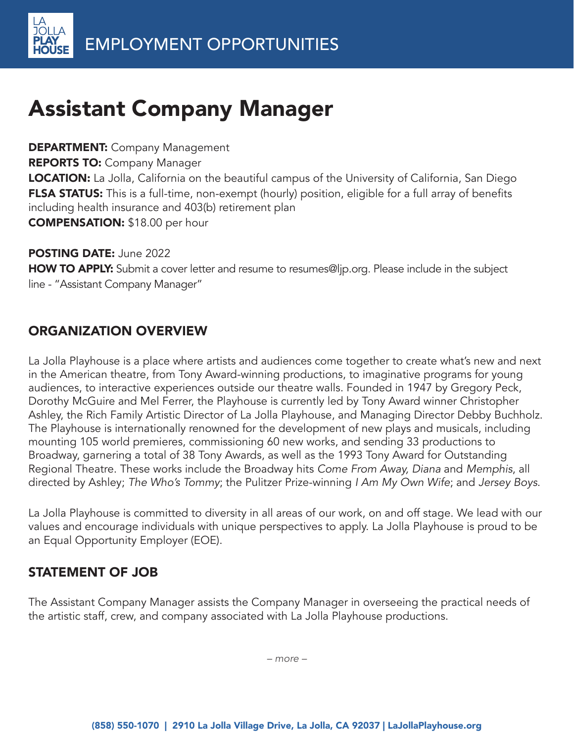# EMPLOYMENT OPPORTUNITIES

# Assistant Company Manager

**DEPARTMENT:** Company Management
**REPORTS TO:** Company Manager
**LOCATION:** La Jolla, California on the beautiful campus of the University of California, San Diego
**FLSA STATUS:** This is a full-time, non-exempt (hourly) position, eligible for a full array of benefits including health insurance and 403(b) retirement plan
**COMPENSATION:** $18.00 per hour

**POSTING DATE:** June 2022
**HOW TO APPLY:** Submit a cover letter and resume to resumes@ljp.org. Please include in the subject line - "Assistant Company Manager"

## ORGANIZATION OVERVIEW

La Jolla Playhouse is a place where artists and audiences come together to create what's new and next in the American theatre, from Tony Award-winning productions, to imaginative programs for young audiences, to interactive experiences outside our theatre walls. Founded in 1947 by Gregory Peck, Dorothy McGuire and Mel Ferrer, the Playhouse is currently led by Tony Award winner Christopher Ashley, the Rich Family Artistic Director of La Jolla Playhouse, and Managing Director Debby Buchholz. The Playhouse is internationally renowned for the development of new plays and musicals, including mounting 105 world premieres, commissioning 60 new works, and sending 33 productions to Broadway, garnering a total of 38 Tony Awards, as well as the 1993 Tony Award for Outstanding Regional Theatre. These works include the Broadway hits *Come From Away, Diana* and *Memphis*, all directed by Ashley; *The Who's Tommy*; the Pulitzer Prize-winning *I Am My Own Wife*; and *Jersey Boys*.

La Jolla Playhouse is committed to diversity in all areas of our work, on and off stage. We lead with our values and encourage individuals with unique perspectives to apply. La Jolla Playhouse is proud to be an Equal Opportunity Employer (EOE).

## STATEMENT OF JOB

The Assistant Company Manager assists the Company Manager in overseeing the practical needs of the artistic staff, crew, and company associated with La Jolla Playhouse productions.

*– more –*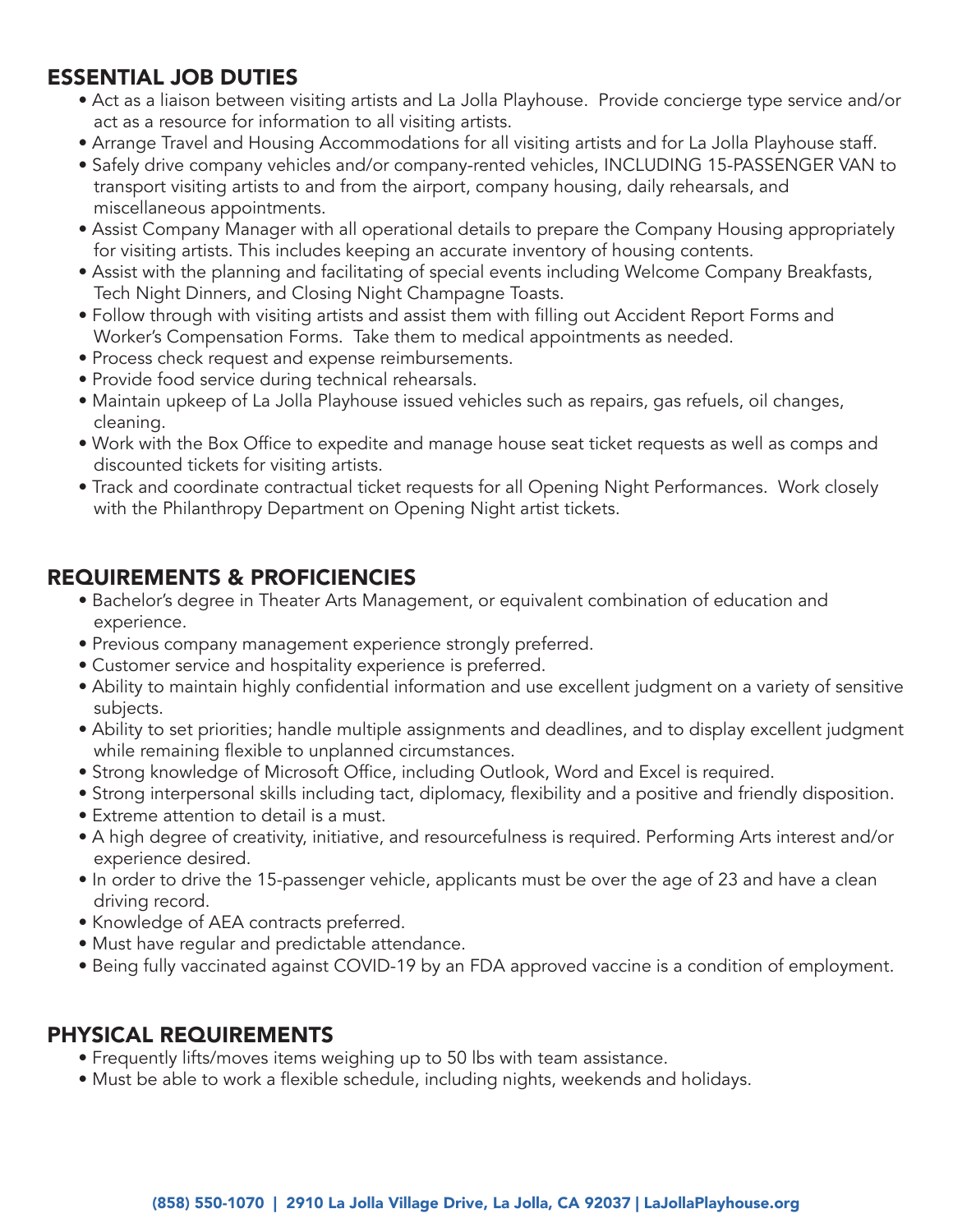## ESSENTIAL JOB DUTIES

- Act as a liaison between visiting artists and La Jolla Playhouse. Provide concierge type service and/or act as a resource for information to all visiting artists.
- Arrange Travel and Housing Accommodations for all visiting artists and for La Jolla Playhouse staff.
- Safely drive company vehicles and/or company-rented vehicles, INCLUDING 15-PASSENGER VAN to transport visiting artists to and from the airport, company housing, daily rehearsals, and miscellaneous appointments.
- Assist Company Manager with all operational details to prepare the Company Housing appropriately for visiting artists. This includes keeping an accurate inventory of housing contents.
- Assist with the planning and facilitating of special events including Welcome Company Breakfasts, Tech Night Dinners, and Closing Night Champagne Toasts.
- Follow through with visiting artists and assist them with filling out Accident Report Forms and Worker's Compensation Forms. Take them to medical appointments as needed.
- Process check request and expense reimbursements.
- Provide food service during technical rehearsals.
- Maintain upkeep of La Jolla Playhouse issued vehicles such as repairs, gas refuels, oil changes, cleaning.
- Work with the Box Office to expedite and manage house seat ticket requests as well as comps and discounted tickets for visiting artists.
- Track and coordinate contractual ticket requests for all Opening Night Performances. Work closely with the Philanthropy Department on Opening Night artist tickets.

## REQUIREMENTS & PROFICIENCIES

- Bachelor's degree in Theater Arts Management, or equivalent combination of education and experience.
- Previous company management experience strongly preferred.
- Customer service and hospitality experience is preferred.
- Ability to maintain highly confidential information and use excellent judgment on a variety of sensitive subjects.
- Ability to set priorities; handle multiple assignments and deadlines, and to display excellent judgment while remaining flexible to unplanned circumstances.
- Strong knowledge of Microsoft Office, including Outlook, Word and Excel is required.
- Strong interpersonal skills including tact, diplomacy, flexibility and a positive and friendly disposition.
- Extreme attention to detail is a must.
- A high degree of creativity, initiative, and resourcefulness is required. Performing Arts interest and/or experience desired.
- In order to drive the 15-passenger vehicle, applicants must be over the age of 23 and have a clean driving record.
- Knowledge of AEA contracts preferred.
- Must have regular and predictable attendance.
- Being fully vaccinated against COVID-19 by an FDA approved vaccine is a condition of employment.

## PHYSICAL REQUIREMENTS

- Frequently lifts/moves items weighing up to 50 lbs with team assistance.
- Must be able to work a flexible schedule, including nights, weekends and holidays.

(858) 550-1070 | 2910 La Jolla Village Drive, La Jolla, CA 92037 | LaJollaPlayhouse.org